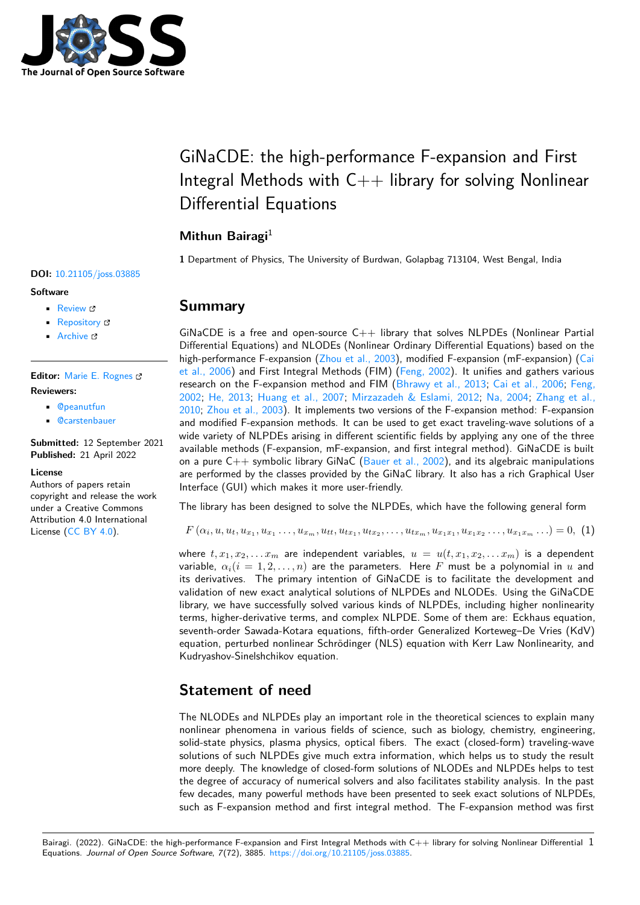# GiNaCDE: the high-performance F-expansion and First Integral Methods with C++ library for solving Nonlinear Differential Equations

**Mithun Bairagi**[1]

**1** Department of Physics, The University of Burdwan, Golapbag 713104, West Bengal, India

**DOI:** 10.21105/joss.03885

**Software**

- Review
- Repository
- Archive

**Editor:** Marie E. Rognes

**Reviewers:**

- @peanutfun
- @carstenbauer

**Submitted:** 12 September 2021
**Published:** 21 April 2022

**License**
Authors of papers retain copyright and release the work under a Creative Commons Attribution 4.0 International License (CC BY 4.0).

## Summary

GiNaCDE is a free and open-source C++ library that solves NLPDEs (Nonlinear Partial Differential Equations) and NLODEs (Nonlinear Ordinary Differential Equations) based on the high-performance F-expansion (Zhou et al., 2003), modified F-expansion (mF-expansion) (Cai et al., 2006) and First Integral Methods (FIM) (Feng, 2002). It unifies and gathers various research on the F-expansion method and FIM (Bhrawy et al., 2013; Cai et al., 2006; Feng, 2002; He, 2013; Huang et al., 2007; Mirzazadeh & Eslami, 2012; Na, 2004; Zhang et al., 2010; Zhou et al., 2003). It implements two versions of the F-expansion method: F-expansion and modified F-expansion methods. It can be used to get exact traveling-wave solutions of a wide variety of NLPDEs arising in different scientific fields by applying any one of the three available methods (F-expansion, mF-expansion, and first integral method). GiNaCDE is built on a pure C++ symbolic library GiNaC (Bauer et al., 2002), and its algebraic manipulations are performed by the classes provided by the GiNaC library. It also has a rich Graphical User Interface (GUI) which makes it more user-friendly.

The library has been designed to solve the NLPDEs, which have the following general form

$$F\left(\alpha_i, u, u_t, u_{x_1}, u_{x_1}\ldots, u_{x_m}, u_{tt}, u_{tx_1}, u_{tx_2}, \ldots, u_{tx_m}, u_{x_1x_1}, u_{x_1x_2}\ldots, u_{x_1x_m}\ldots\right) = 0, \quad (1)$$

where $t, x_1, x_2, \ldots x_m$ are independent variables, $u = u(t, x_1, x_2, \ldots x_m)$ is a dependent variable, $\alpha_i (i = 1, 2, \ldots, n)$ are the parameters. Here $F$ must be a polynomial in $u$ and its derivatives. The primary intention of GiNaCDE is to facilitate the development and validation of new exact analytical solutions of NLPDEs and NLODEs. Using the GiNaCDE library, we have successfully solved various kinds of NLPDEs, including higher nonlinearity terms, higher-derivative terms, and complex NLPDE. Some of them are: Eckhaus equation, seventh-order Sawada-Kotara equations, fifth-order Generalized Korteweg–De Vries (KdV) equation, perturbed nonlinear Schrödinger (NLS) equation with Kerr Law Nonlinearity, and Kudryashov-Sinelshchikov equation.

## Statement of need

The NLODEs and NLPDEs play an important role in the theoretical sciences to explain many nonlinear phenomena in various fields of science, such as biology, chemistry, engineering, solid-state physics, plasma physics, optical fibers. The exact (closed-form) traveling-wave solutions of such NLPDEs give much extra information, which helps us to study the result more deeply. The knowledge of closed-form solutions of NLODEs and NLPDEs helps to test the degree of accuracy of numerical solvers and also facilitates stability analysis. In the past few decades, many powerful methods have been presented to seek exact solutions of NLPDEs, such as F-expansion method and first integral method. The F-expansion method was first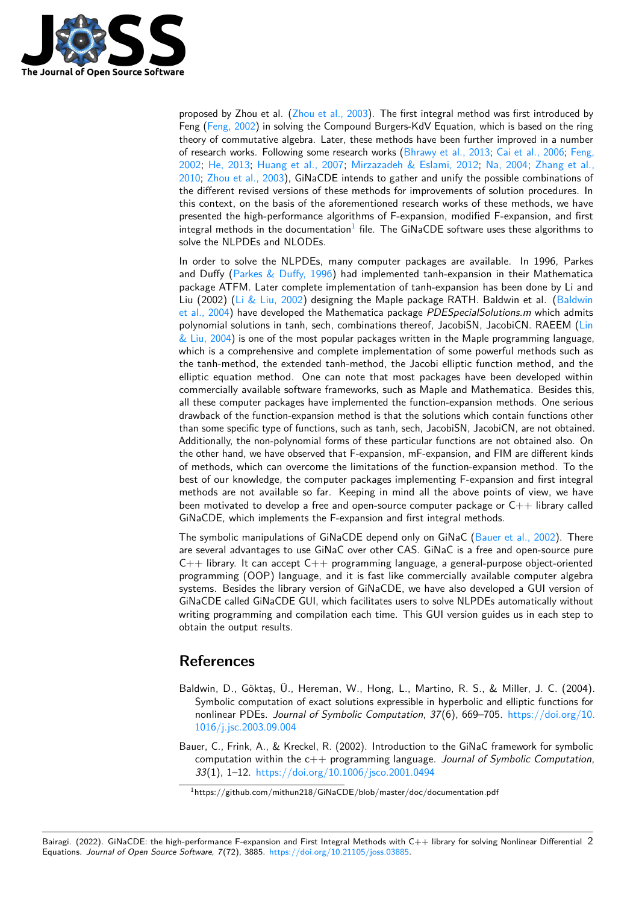proposed by Zhou et al. (Zhou et al., 2003). The first integral method was first introduced by Feng (Feng, 2002) in solving the Compound Burgers-KdV Equation, which is based on the ring theory of commutative algebra. Later, these methods have been further improved in a number of research works. Following some research works (Bhrawy et al., 2013; Cai et al., 2006; Feng, 2002; He, 2013; Huang et al., 2007; Mirzazadeh & Eslami, 2012; Na, 2004; Zhang et al., 2010; Zhou et al., 2003), GiNaCDE intends to gather and unify the possible combinations of the different revised versions of these methods for improvements of solution procedures. In this context, on the basis of the aforementioned research works of these methods, we have presented the high-performance algorithms of F-expansion, modified F-expansion, and first integral methods in the documentation[1] file. The GiNaCDE software uses these algorithms to solve the NLPDEs and NLODEs.

In order to solve the NLPDEs, many computer packages are available. In 1996, Parkes and Duffy (Parkes & Duffy, 1996) had implemented tanh-expansion in their Mathematica package ATFM. Later complete implementation of tanh-expansion has been done by Li and Liu (2002) (Li & Liu, 2002) designing the Maple package RATH. Baldwin et al. (Baldwin et al., 2004) have developed the Mathematica package *PDESpecialSolutions.m* which admits polynomial solutions in tanh, sech, combinations thereof, JacobiSN, JacobiCN. RAEEM (Lin & Liu, 2004) is one of the most popular packages written in the Maple programming language, which is a comprehensive and complete implementation of some powerful methods such as the tanh-method, the extended tanh-method, the Jacobi elliptic function method, and the elliptic equation method. One can note that most packages have been developed within commercially available software frameworks, such as Maple and Mathematica. Besides this, all these computer packages have implemented the function-expansion methods. One serious drawback of the function-expansion method is that the solutions which contain functions other than some specific type of functions, such as tanh, sech, JacobiSN, JacobiCN, are not obtained. Additionally, the non-polynomial forms of these particular functions are not obtained also. On the other hand, we have observed that F-expansion, mF-expansion, and FIM are different kinds of methods, which can overcome the limitations of the function-expansion method. To the best of our knowledge, the computer packages implementing F-expansion and first integral methods are not available so far. Keeping in mind all the above points of view, we have been motivated to develop a free and open-source computer package or C++ library called GiNaCDE, which implements the F-expansion and first integral methods.

The symbolic manipulations of GiNaCDE depend only on GiNaC (Bauer et al., 2002). There are several advantages to use GiNaC over other CAS. GiNaC is a free and open-source pure C++ library. It can accept C++ programming language, a general-purpose object-oriented programming (OOP) language, and it is fast like commercially available computer algebra systems. Besides the library version of GiNaCDE, we have also developed a GUI version of GiNaCDE called GiNaCDE GUI, which facilitates users to solve NLPDEs automatically without writing programming and compilation each time. This GUI version guides us in each step to obtain the output results.

# References

Baldwin, D., Göktaş, Ü., Hereman, W., Hong, L., Martino, R. S., & Miller, J. C. (2004). Symbolic computation of exact solutions expressible in hyperbolic and elliptic functions for nonlinear PDEs. *Journal of Symbolic Computation*, *37*(6), 669–705. https://doi.org/10.1016/j.jsc.2003.09.004

Bauer, C., Frink, A., & Kreckel, R. (2002). Introduction to the GiNaC framework for symbolic computation within the c++ programming language. *Journal of Symbolic Computation*, *33*(1), 1–12. https://doi.org/10.1006/jsco.2001.0494

[1] https://github.com/mithun218/GiNaCDE/blob/master/doc/documentation.pdf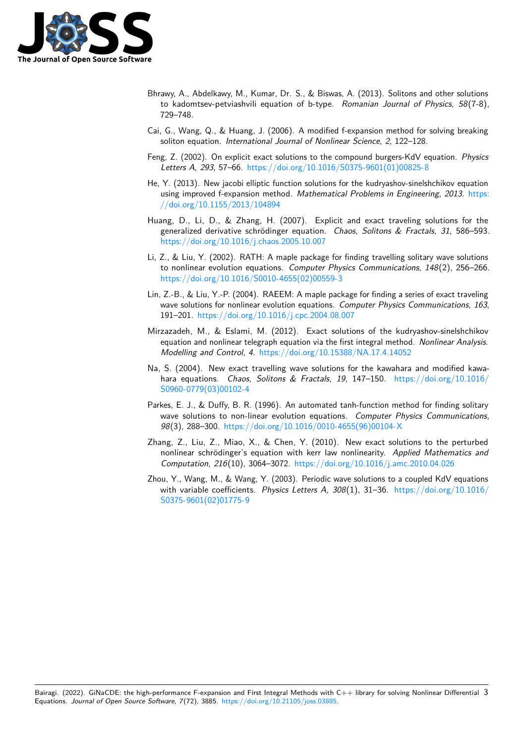Bhrawy, A., Abdelkawy, M., Kumar, Dr. S., & Biswas, A. (2013). Solitons and other solutions to kadomtsev-petviashvili equation of b-type. *Romanian Journal of Physics*, *58*(7-8), 729–748.

Cai, G., Wang, Q., & Huang, J. (2006). A modified f-expansion method for solving breaking soliton equation. *International Journal of Nonlinear Science*, *2*, 122–128.

Feng, Z. (2002). On explicit exact solutions to the compound burgers-KdV equation. *Physics Letters A*, *293*, 57–66. https://doi.org/10.1016/S0375-9601(01)00825-8

He, Y. (2013). New jacobi elliptic function solutions for the kudryashov-sinelshchikov equation using improved f-expansion method. *Mathematical Problems in Engineering*, *2013*. https://doi.org/10.1155/2013/104894

Huang, D., Li, D., & Zhang, H. (2007). Explicit and exact traveling solutions for the generalized derivative schrödinger equation. *Chaos, Solitons & Fractals*, *31*, 586–593. https://doi.org/10.1016/j.chaos.2005.10.007

Li, Z., & Liu, Y. (2002). RATH: A maple package for finding travelling solitary wave solutions to nonlinear evolution equations. *Computer Physics Communications*, *148*(2), 256–266. https://doi.org/10.1016/S0010-4655(02)00559-3

Lin, Z.-B., & Liu, Y.-P. (2004). RAEEM: A maple package for finding a series of exact traveling wave solutions for nonlinear evolution equations. *Computer Physics Communications*, *163*, 191–201. https://doi.org/10.1016/j.cpc.2004.08.007

Mirzazadeh, M., & Eslami, M. (2012). Exact solutions of the kudryashov-sinelshchikov equation and nonlinear telegraph equation via the first integral method. *Nonlinear Analysis. Modelling and Control*, *4*. https://doi.org/10.15388/NA.17.4.14052

Na, S. (2004). New exact travelling wave solutions for the kawahara and modified kawahara equations. *Chaos, Solitons & Fractals*, *19*, 147–150. https://doi.org/10.1016/S0960-0779(03)00102-4

Parkes, E. J., & Duffy, B. R. (1996). An automated tanh-function method for finding solitary wave solutions to non-linear evolution equations. *Computer Physics Communications*, *98*(3), 288–300. https://doi.org/10.1016/0010-4655(96)00104-X

Zhang, Z., Liu, Z., Miao, X., & Chen, Y. (2010). New exact solutions to the perturbed nonlinear schrödinger's equation with kerr law nonlinearity. *Applied Mathematics and Computation*, *216*(10), 3064–3072. https://doi.org/10.1016/j.amc.2010.04.026

Zhou, Y., Wang, M., & Wang, Y. (2003). Periodic wave solutions to a coupled KdV equations with variable coefficients. *Physics Letters A*, *308*(1), 31–36. https://doi.org/10.1016/S0375-9601(02)01775-9